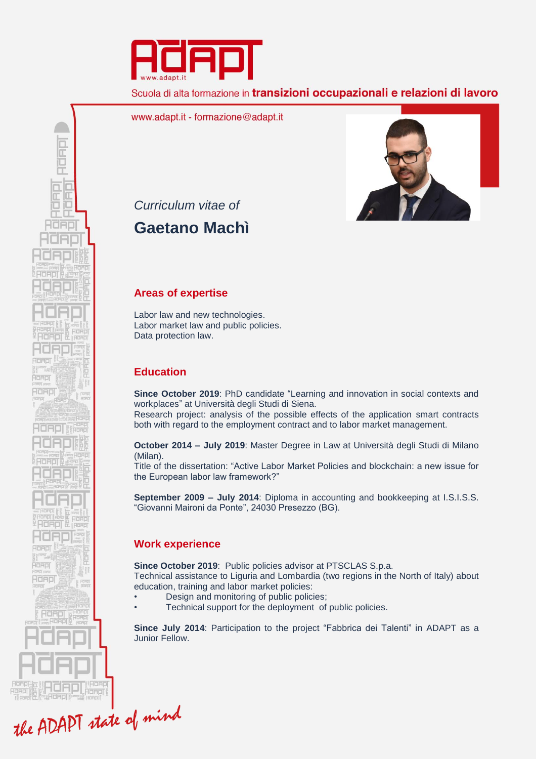Scuola di alta formazione in **transizioni occupazionali e relazioni di lavoro**

www.adapt.it - formazione@adapt.it

*Curriculum vitae of*

# Gaetano Machì

## Areas of expertise

Labor law and new technologies.
Labor market law and public policies.
Data protection law.

## Education

**Since October 2019**: PhD candidate “Learning and innovation in social contexts and workplaces” at Università degli Studi di Siena.
Research project: analysis of the possible effects of the application smart contracts both with regard to the employment contract and to labor market management.

**October 2014 – July 2019**: Master Degree in Law at Università degli Studi di Milano (Milan).
Title of the dissertation: “Active Labor Market Policies and blockchain: a new issue for the European labor law framework?”

**September 2009 – July 2014**: Diploma in accounting and bookkeeping at I.S.I.S.S. “Giovanni Maironi da Ponte”, 24030 Presezzo (BG).

## Work experience

**Since October 2019**: Public policies advisor at PTSCLAS S.p.a.
Technical assistance to Liguria and Lombardia (two regions in the North of Italy) about education, training and labor market policies:

- Design and monitoring of public policies;
- Technical support for the deployment of public policies.

**Since July 2014**: Participation to the project “Fabbrica dei Talenti” in ADAPT as a Junior Fellow.

*the ADAPT state of mind*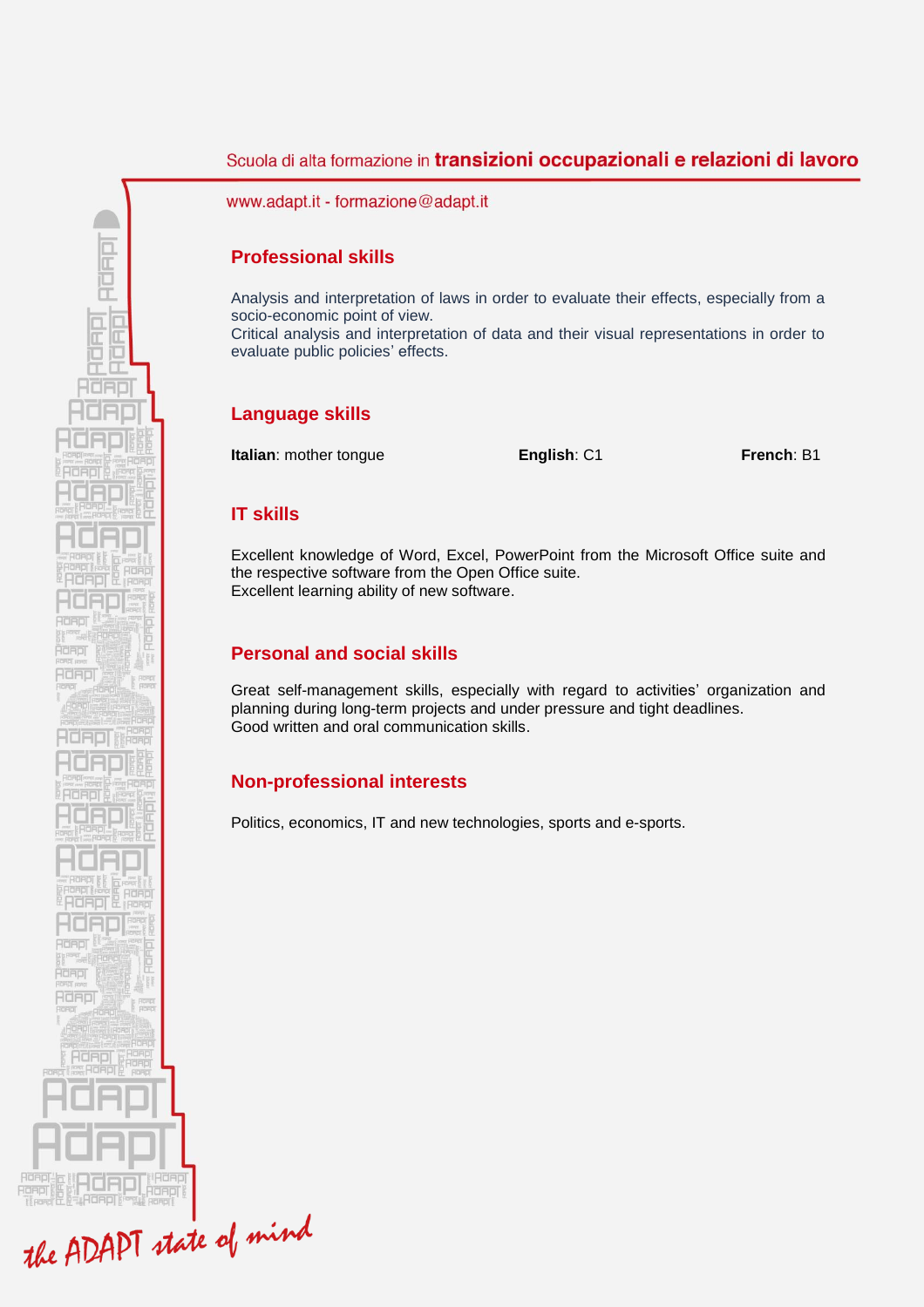## Professional skills

Analysis and interpretation of laws in order to evaluate their effects, especially from a socio-economic point of view.
Critical analysis and interpretation of data and their visual representations in order to evaluate public policies' effects.

## Language skills

**Italian**: mother tongue **English**: C1 **French**: B1

## IT skills

Excellent knowledge of Word, Excel, PowerPoint from the Microsoft Office suite and the respective software from the Open Office suite.
Excellent learning ability of new software.

## Personal and social skills

Great self-management skills, especially with regard to activities' organization and planning during long-term projects and under pressure and tight deadlines.
Good written and oral communication skills.

## Non-professional interests

Politics, economics, IT and new technologies, sports and e-sports.